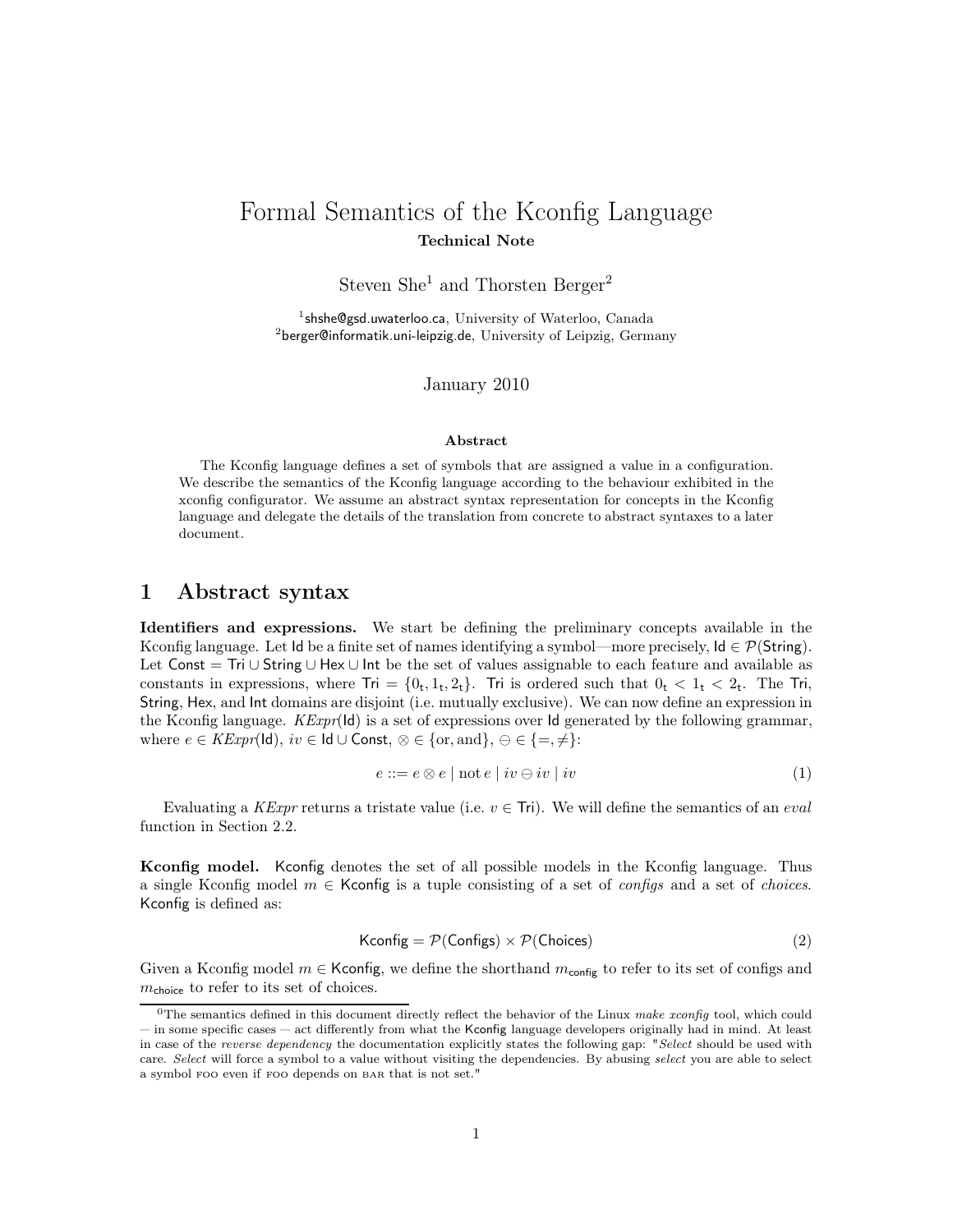# Formal Semantics of the Kconfig Language

**Technical Note**

Steven She[1] and Thorsten Berger[2]

[1]shshe@gsd.uwaterloo.ca, University of Waterloo, Canada
[2]berger@informatik.uni-leipzig.de, University of Leipzig, Germany

January 2010

**Abstract**

The Kconfig language defines a set of symbols that are assigned a value in a configuration. We describe the semantics of the Kconfig language according to the behaviour exhibited in the xconfig configurator. We assume an abstract syntax representation for concepts in the Kconfig language and delegate the details of the translation from concrete to abstract syntaxes to a later document.

## 1 Abstract syntax

**Identifiers and expressions.** We start be defining the preliminary concepts available in the Kconfig language. Let $\mathsf{Id}$ be a finite set of names identifying a symbol—more precisely, $\mathsf{Id} \in \mathcal{P}(\mathsf{String})$. Let $\mathsf{Const} = \mathsf{Tri} \cup \mathsf{String} \cup \mathsf{Hex} \cup \mathsf{Int}$ be the set of values assignable to each feature and available as constants in expressions, where $\mathsf{Tri} = \{0_\mathsf{t}, 1_\mathsf{t}, 2_\mathsf{t}\}$. $\mathsf{Tri}$ is ordered such that $0_\mathsf{t} < 1_\mathsf{t} < 2_\mathsf{t}$. The $\mathsf{Tri}$, $\mathsf{String}$, $\mathsf{Hex}$, and $\mathsf{Int}$ domains are disjoint (i.e. mutually exclusive). We can now define an expression in the Kconfig language. $\mathit{KExpr}(\mathsf{Id})$ is a set of expressions over $\mathsf{Id}$ generated by the following grammar, where $e \in \mathit{KExpr}(\mathsf{Id})$, $iv \in \mathsf{Id} \cup \mathsf{Const}$, $\otimes \in \{\text{or}, \text{and}\}$, $\ominus \in \{=, \neq\}$:

$$e ::= e \otimes e \mid \text{not}\, e \mid iv \ominus iv \mid iv \tag{1}$$

Evaluating a $\mathit{KExpr}$ returns a tristate value (i.e. $v \in \mathsf{Tri}$). We will define the semantics of an *eval* function in Section 2.2.

**Kconfig model.** $\mathsf{Kconfig}$ denotes the set of all possible models in the Kconfig language. Thus a single Kconfig model $m \in \mathsf{Kconfig}$ is a tuple consisting of a set of *configs* and a set of *choices*. $\mathsf{Kconfig}$ is defined as:

$$\mathsf{Kconfig} = \mathcal{P}(\mathsf{Configs}) \times \mathcal{P}(\mathsf{Choices}) \tag{2}$$

Given a Kconfig model $m \in \mathsf{Kconfig}$, we define the shorthand $m_{\mathsf{config}}$ to refer to its set of configs and $m_{\mathsf{choice}}$ to refer to its set of choices.

[0]The semantics defined in this document directly reflect the behavior of the Linux *make xconfig* tool, which could — in some specific cases — act differently from what the Kconfig language developers originally had in mind. At least in case of the *reverse dependency* the documentation explicitly states the following gap: "*Select* should be used with care. *Select* will force a symbol to a value without visiting the dependencies. By abusing *select* you are able to select a symbol FOO even if FOO depends on BAR that is not set."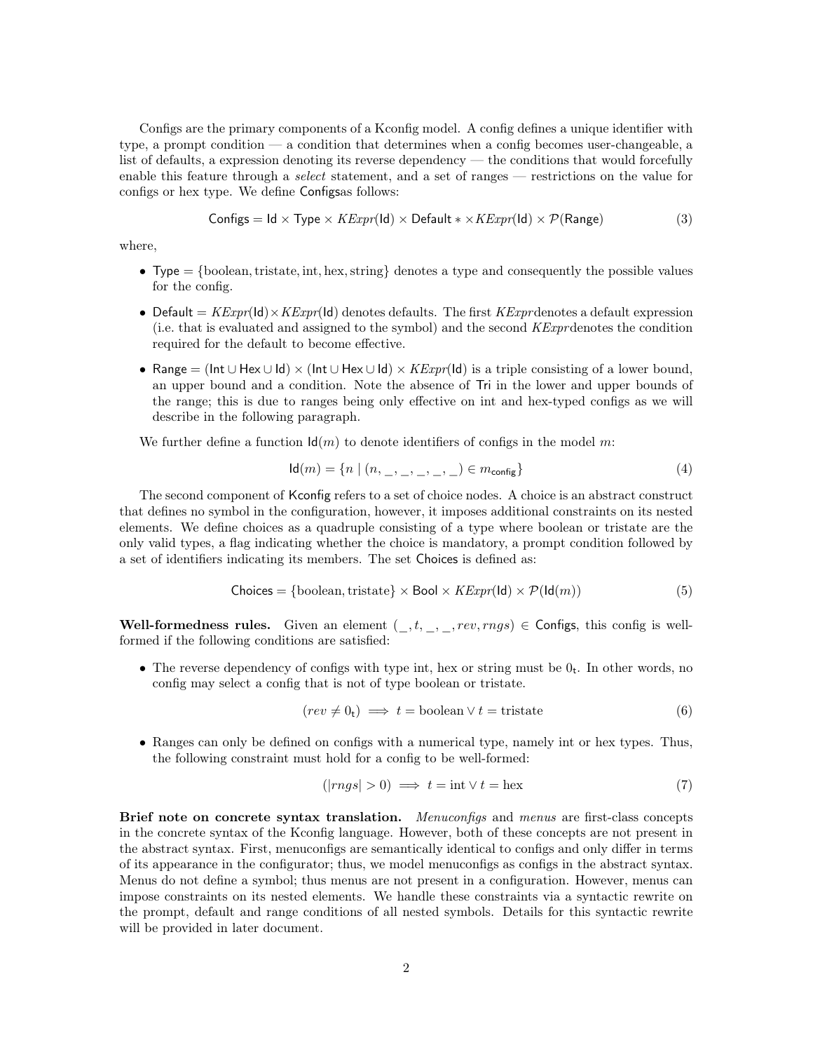Configs are the primary components of a Kconfig model. A config defines a unique identifier with type, a prompt condition — a condition that determines when a config becomes user-changeable, a list of defaults, a expression denoting its reverse dependency — the conditions that would forcefully enable this feature through a *select* statement, and a set of ranges — restrictions on the value for configs or hex type. We define Configsas follows:

$$\mathsf{Configs} = \mathsf{Id} \times \mathsf{Type} \times \mathit{KExpr}(\mathsf{Id}) \times \mathsf{Default}* \times \mathit{KExpr}(\mathsf{Id}) \times \mathcal{P}(\mathsf{Range}) \tag{3}$$

where,

- $\mathsf{Type} = \{\text{boolean}, \text{tristate}, \text{int}, \text{hex}, \text{string}\}$ denotes a type and consequently the possible values for the config.
- $\mathsf{Default} = \mathit{KExpr}(\mathsf{Id}) \times \mathit{KExpr}(\mathsf{Id})$ denotes defaults. The first *KExpr*denotes a default expression (i.e. that is evaluated and assigned to the symbol) and the second *KExpr*denotes the condition required for the default to become effective.
- $\mathsf{Range} = (\mathsf{Int} \cup \mathsf{Hex} \cup \mathsf{Id}) \times (\mathsf{Int} \cup \mathsf{Hex} \cup \mathsf{Id}) \times \mathit{KExpr}(\mathsf{Id})$ is a triple consisting of a lower bound, an upper bound and a condition. Note the absence of Tri in the lower and upper bounds of the range; this is due to ranges being only effective on int and hex-typed configs as we will describe in the following paragraph.

We further define a function $\mathsf{Id}(m)$ to denote identifiers of configs in the model $m$:

$$\mathsf{Id}(m) = \{n \mid (n, \_, \_, \_, \_, \_) \in m_{\mathsf{config}}\} \tag{4}$$

The second component of Kconfig refers to a set of choice nodes. A choice is an abstract construct that defines no symbol in the configuration, however, it imposes additional constraints on its nested elements. We define choices as a quadruple consisting of a type where boolean or tristate are the only valid types, a flag indicating whether the choice is mandatory, a prompt condition followed by a set of identifiers indicating its members. The set Choices is defined as:

$$\mathsf{Choices} = \{\text{boolean}, \text{tristate}\} \times \mathsf{Bool} \times \mathit{KExpr}(\mathsf{Id}) \times \mathcal{P}(\mathsf{Id}(m)) \tag{5}$$

**Well-formedness rules.** Given an element $(\_, t, \_, \_, rev, rngs) \in \mathsf{Configs}$, this config is well-formed if the following conditions are satisfied:

- The reverse dependency of configs with type int, hex or string must be $0_{\mathsf{t}}$. In other words, no config may select a config that is not of type boolean or tristate.

$$(rev \neq 0_{\mathsf{t}}) \implies t = \text{boolean} \vee t = \text{tristate} \tag{6}$$

- Ranges can only be defined on configs with a numerical type, namely int or hex types. Thus, the following constraint must hold for a config to be well-formed:

$$(|rngs| > 0) \implies t = \text{int} \vee t = \text{hex} \tag{7}$$

**Brief note on concrete syntax translation.** *Menuconfigs* and *menus* are first-class concepts in the concrete syntax of the Kconfig language. However, both of these concepts are not present in the abstract syntax. First, menuconfigs are semantically identical to configs and only differ in terms of its appearance in the configurator; thus, we model menuconfigs as configs in the abstract syntax. Menus do not define a symbol; thus menus are not present in a configuration. However, menus can impose constraints on its nested elements. We handle these constraints via a syntactic rewrite on the prompt, default and range conditions of all nested symbols. Details for this syntactic rewrite will be provided in later document.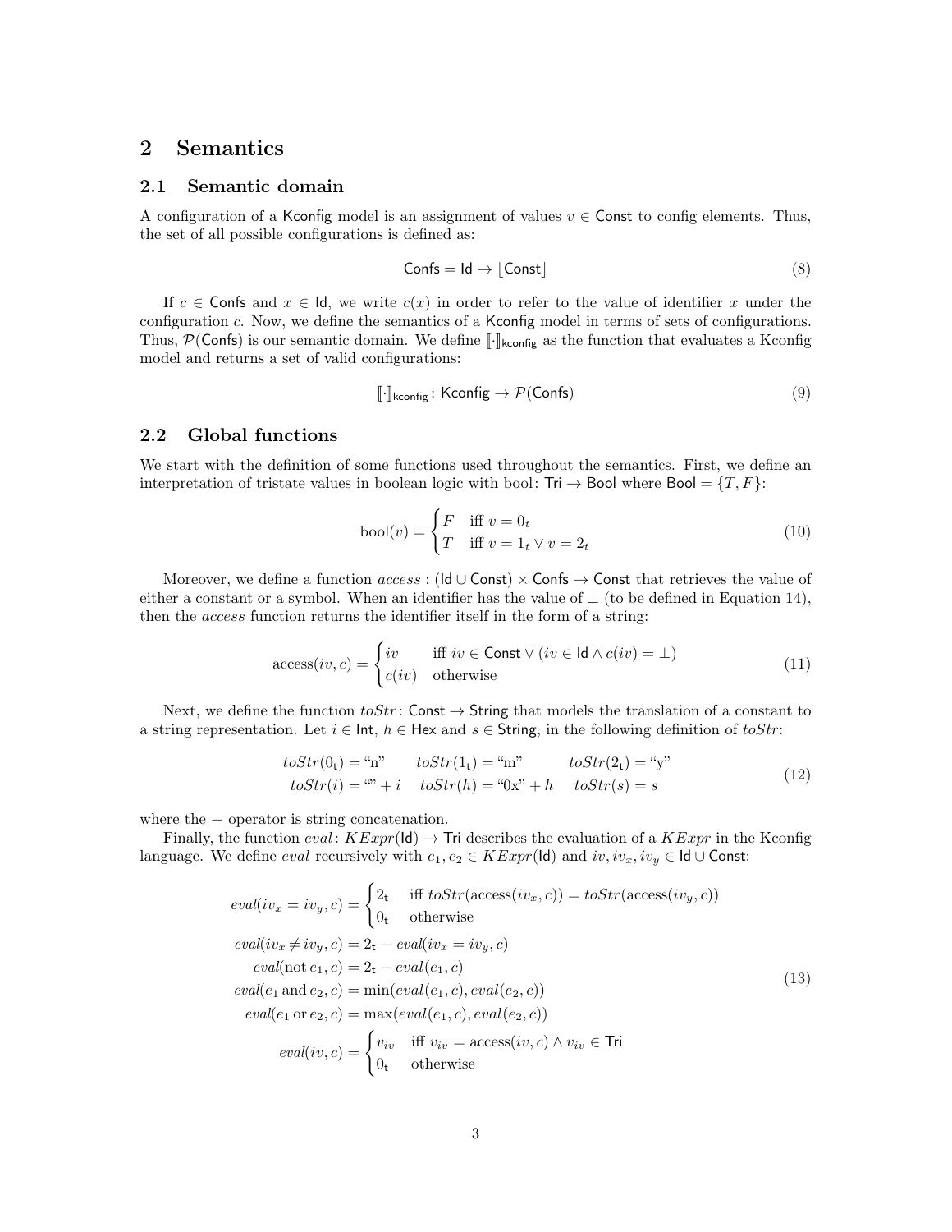# 2 Semantics

## 2.1 Semantic domain

A configuration of a Kconfig model is an assignment of values $v \in \mathsf{Const}$ to config elements. Thus, the set of all possible configurations is defined as:

$$\mathsf{Confs} = \mathsf{Id} \to \lfloor \mathsf{Const} \rfloor \tag{8}$$

If $c \in \mathsf{Confs}$ and $x \in \mathsf{Id}$, we write $c(x)$ in order to refer to the value of identifier $x$ under the configuration $c$. Now, we define the semantics of a Kconfig model in terms of sets of configurations. Thus, $\mathcal{P}(\mathsf{Confs})$ is our semantic domain. We define $[\![\cdot]\!]_{\mathsf{kconfig}}$ as the function that evaluates a Kconfig model and returns a set of valid configurations:

$$[\![\cdot]\!]_{\mathsf{kconfig}} \colon \mathsf{Kconfig} \to \mathcal{P}(\mathsf{Confs}) \tag{9}$$

## 2.2 Global functions

We start with the definition of some functions used throughout the semantics. First, we define an interpretation of tristate values in boolean logic with bool: $\mathsf{Tri} \to \mathsf{Bool}$ where $\mathsf{Bool} = \{T, F\}$:

$$\mathrm{bool}(v) = \begin{cases} F & \text{iff } v = 0_t \\ T & \text{iff } v = 1_t \vee v = 2_t \end{cases} \tag{10}$$

Moreover, we define a function *access* : $(\mathsf{Id} \cup \mathsf{Const}) \times \mathsf{Confs} \to \mathsf{Const}$ that retrieves the value of either a constant or a symbol. When an identifier has the value of $\perp$ (to be defined in Equation 14), then the *access* function returns the identifier itself in the form of a string:

$$\mathrm{access}(iv, c) = \begin{cases} iv & \text{iff } iv \in \mathsf{Const} \vee (iv \in \mathsf{Id} \wedge c(iv) = \perp) \\ c(iv) & \text{otherwise} \end{cases} \tag{11}$$

Next, we define the function *toStr*: $\mathsf{Const} \to \mathsf{String}$ that models the translation of a constant to a string representation. Let $i \in \mathsf{Int}$, $h \in \mathsf{Hex}$ and $s \in \mathsf{String}$, in the following definition of *toStr*:

$$\begin{array}{ccc} toStr(0_{\mathsf{t}}) = \text{"n"} & toStr(1_{\mathsf{t}}) = \text{"m"} & toStr(2_{\mathsf{t}}) = \text{"y"} \\ toStr(i) = \text{""} + i & toStr(h) = \text{"0x"} + h & toStr(s) = s \end{array} \tag{12}$$

where the + operator is string concatenation.

Finally, the function *eval*: $KExpr(\mathsf{Id}) \to \mathsf{Tri}$ describes the evaluation of a $KExpr$ in the Kconfig language. We define *eval* recursively with $e_1, e_2 \in KExpr(\mathsf{Id})$ and $iv, iv_x, iv_y \in \mathsf{Id} \cup \mathsf{Const}$:

$$\begin{aligned}
eval(iv_x = iv_y, c) &= \begin{cases} 2_{\mathsf{t}} & \text{iff } toStr(\mathrm{access}(iv_x, c)) = toStr(\mathrm{access}(iv_y, c)) \\ 0_{\mathsf{t}} & \text{otherwise} \end{cases} \\
eval(iv_x \neq iv_y, c) &= 2_{\mathsf{t}} - eval(iv_x = iv_y, c) \\
eval(\text{not } e_1, c) &= 2_{\mathsf{t}} - eval(e_1, c) \\
eval(e_1 \text{ and } e_2, c) &= \min(eval(e_1, c), eval(e_2, c)) \\
eval(e_1 \text{ or } e_2, c) &= \max(eval(e_1, c), eval(e_2, c)) \\
eval(iv, c) &= \begin{cases} v_{iv} & \text{iff } v_{iv} = \mathrm{access}(iv, c) \wedge v_{iv} \in \mathsf{Tri} \\ 0_{\mathsf{t}} & \text{otherwise} \end{cases}
\end{aligned} \tag{13}$$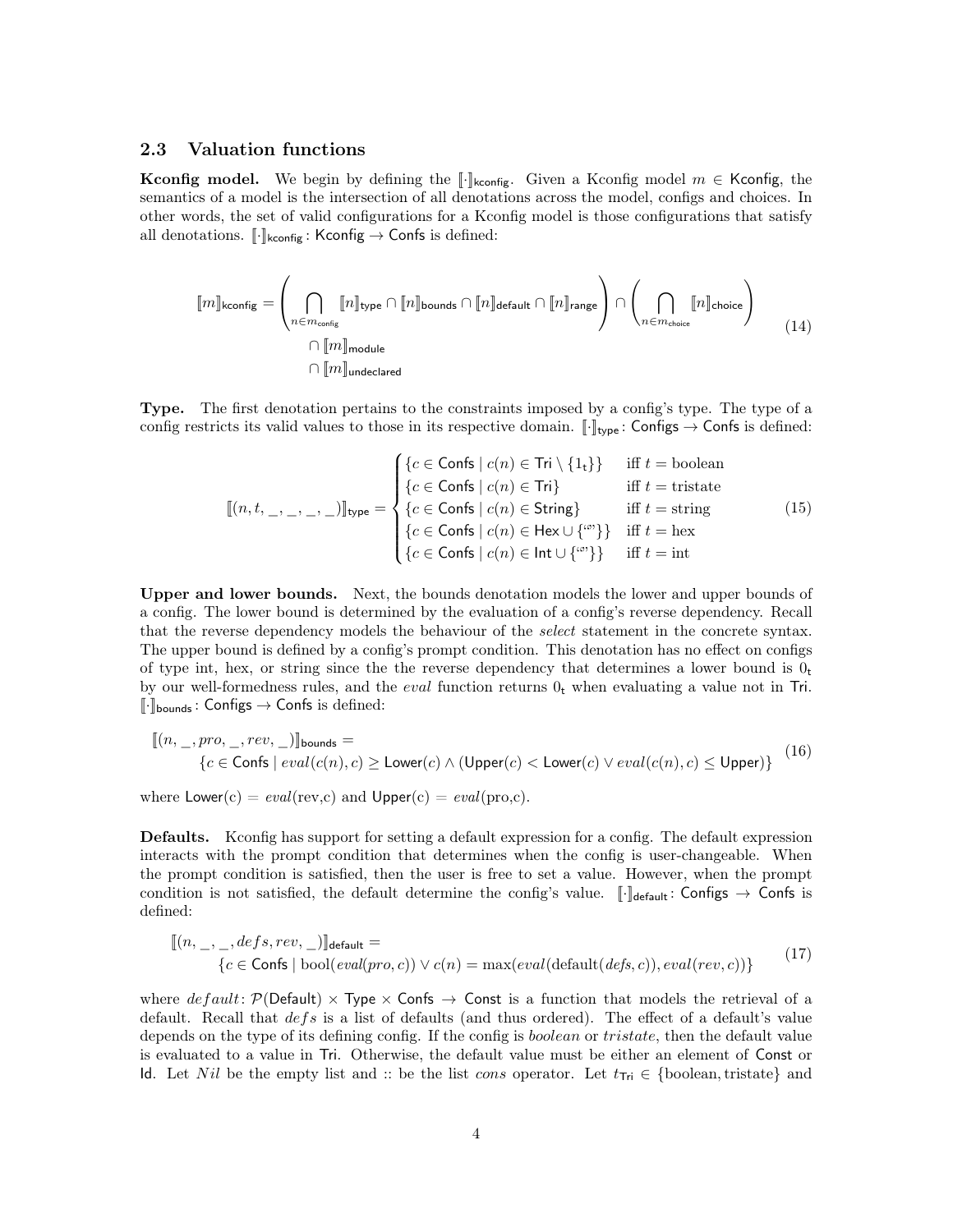### 2.3 Valuation functions

**Kconfig model.** We begin by defining the $[\![\cdot]\!]_{\mathsf{kconfig}}$. Given a Kconfig model $m \in \mathsf{Kconfig}$, the semantics of a model is the intersection of all denotations across the model, configs and choices. In other words, the set of valid configurations for a Kconfig model is those configurations that satisfy all denotations. $[\![\cdot]\!]_{\mathsf{kconfig}} : \mathsf{Kconfig} \to \mathsf{Confs}$ is defined:

$$
\begin{aligned}
[\![m]\!]_{\mathsf{kconfig}} = &\left( \bigcap_{n \in m_{\mathsf{config}}} [\![n]\!]_{\mathsf{type}} \cap [\![n]\!]_{\mathsf{bounds}} \cap [\![n]\!]_{\mathsf{default}} \cap [\![n]\!]_{\mathsf{range}} \right) \cap \left( \bigcap_{n \in m_{\mathsf{choice}}} [\![n]\!]_{\mathsf{choice}} \right) \\
&\cap [\![m]\!]_{\mathsf{module}} \\
&\cap [\![m]\!]_{\mathsf{undeclared}}
\end{aligned}
\tag{14}
$$

**Type.** The first denotation pertains to the constraints imposed by a config's type. The type of a config restricts its valid values to those in its respective domain. $[\![\cdot]\!]_{\mathsf{type}} : \mathsf{Configs} \to \mathsf{Confs}$ is defined:

$$
[\![(n, t, \_, \_, \_, \_)]\!]_{\mathsf{type}} = \begin{cases}
\{c \in \mathsf{Confs} \mid c(n) \in \mathsf{Tri} \setminus \{1_{\mathsf{t}}\}\} & \text{iff } t = \text{boolean} \\
\{c \in \mathsf{Confs} \mid c(n) \in \mathsf{Tri}\} & \text{iff } t = \text{tristate} \\
\{c \in \mathsf{Confs} \mid c(n) \in \mathsf{String}\} & \text{iff } t = \text{string} \\
\{c \in \mathsf{Confs} \mid c(n) \in \mathsf{Hex} \cup \{\text{``''}\}\} & \text{iff } t = \text{hex} \\
\{c \in \mathsf{Confs} \mid c(n) \in \mathsf{Int} \cup \{\text{``''}\}\} & \text{iff } t = \text{int}
\end{cases}
\tag{15}
$$

**Upper and lower bounds.** Next, the bounds denotation models the lower and upper bounds of a config. The lower bound is determined by the evaluation of a config's reverse dependency. Recall that the reverse dependency models the behaviour of the *select* statement in the concrete syntax. The upper bound is defined by a config's prompt condition. This denotation has no effect on configs of type int, hex, or string since the the reverse dependency that determines a lower bound is $0_{\mathsf{t}}$ by our well-formedness rules, and the *eval* function returns $0_{\mathsf{t}}$ when evaluating a value not in $\mathsf{Tri}$. $[\![\cdot]\!]_{\mathsf{bounds}} : \mathsf{Configs} \to \mathsf{Confs}$ is defined:

$$
\begin{aligned}
&[\![(n, \_, pro, \_, rev, \_)]\!]_{\mathsf{bounds}} = \\
&\quad \{c \in \mathsf{Confs} \mid eval(c(n), c) \geq \mathsf{Lower}(c) \wedge (\mathsf{Upper}(c) < \mathsf{Lower}(c) \vee eval(c(n), c) \leq \mathsf{Upper})\}
\end{aligned}
\tag{16}
$$

where $\mathsf{Lower}(c) = eval(\text{rev}, c)$ and $\mathsf{Upper}(c) = eval(\text{pro}, c)$.

**Defaults.** Kconfig has support for setting a default expression for a config. The default expression interacts with the prompt condition that determines when the config is user-changeable. When the prompt condition is satisfied, then the user is free to set a value. However, when the prompt condition is not satisfied, the default determine the config's value. $[\![\cdot]\!]_{\mathsf{default}} : \mathsf{Configs} \to \mathsf{Confs}$ is defined:

$$
\begin{aligned}
&[\![(n, \_, \_, defs, rev, \_)]\!]_{\mathsf{default}} = \\
&\quad \{c \in \mathsf{Confs} \mid \text{bool}(eval(pro, c)) \vee c(n) = \max(eval(\text{default}(defs, c)), eval(rev, c))\}
\end{aligned}
\tag{17}
$$

where $default : \mathcal{P}(\mathsf{Default}) \times \mathsf{Type} \times \mathsf{Confs} \to \mathsf{Const}$ is a function that models the retrieval of a default. Recall that $defs$ is a list of defaults (and thus ordered). The effect of a default's value depends on the type of its defining config. If the config is *boolean* or *tristate*, then the default value is evaluated to a value in $\mathsf{Tri}$. Otherwise, the default value must be either an element of $\mathsf{Const}$ or $\mathsf{Id}$. Let $Nil$ be the empty list and :: be the list *cons* operator. Let $t_{\mathsf{Tri}} \in \{\text{boolean}, \text{tristate}\}$ and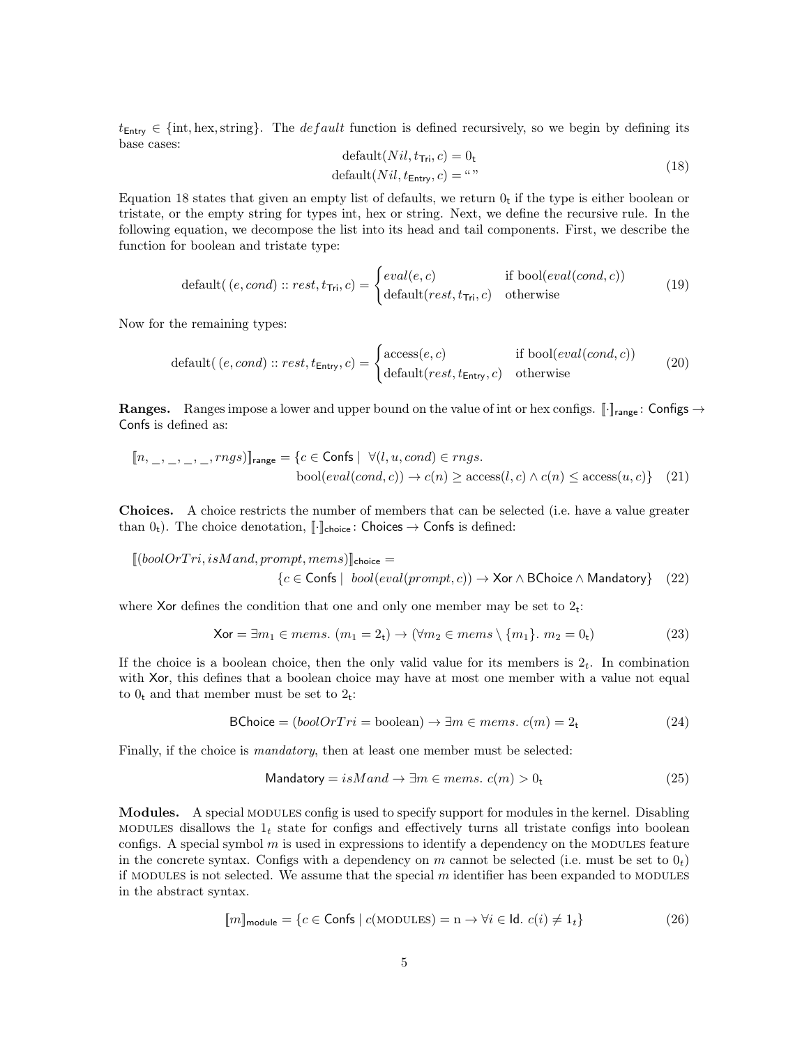$t_{\mathsf{Entry}} \in \{\text{int}, \text{hex}, \text{string}\}$. The *default* function is defined recursively, so we begin by defining its base cases:

$$\begin{aligned} \text{default}(Nil, t_{\mathsf{Tri}}, c) &= 0_{\mathsf{t}} \\ \text{default}(Nil, t_{\mathsf{Entry}}, c) &= \text{``''} \end{aligned} \tag{18}$$

Equation 18 states that given an empty list of defaults, we return $0_{\mathsf{t}}$ if the type is either boolean or tristate, or the empty string for types int, hex or string. Next, we define the recursive rule. In the following equation, we decompose the list into its head and tail components. First, we describe the function for boolean and tristate type:

$$\text{default}(\,(e, cond) :: rest, t_{\mathsf{Tri}}, c) = \begin{cases} eval(e, c) & \text{if bool}(eval(cond, c)) \\ \text{default}(rest, t_{\mathsf{Tri}}, c) & \text{otherwise} \end{cases} \tag{19}$$

Now for the remaining types:

$$\text{default}(\,(e, cond) :: rest, t_{\mathsf{Entry}}, c) = \begin{cases} \text{access}(e, c) & \text{if bool}(eval(cond, c)) \\ \text{default}(rest, t_{\mathsf{Entry}}, c) & \text{otherwise} \end{cases} \tag{20}$$

**Ranges.** Ranges impose a lower and upper bound on the value of int or hex configs. $[\![\cdot]\!]_{\mathsf{range}} \colon \mathsf{Configs} \to \mathsf{Confs}$ is defined as:

$$\begin{aligned} [\![n, \_, \_, \_, \_, rngs)]\!]_{\mathsf{range}} = \{c \in \mathsf{Confs} \mid\ & \forall (l, u, cond) \in rngs. \\ & \text{bool}(eval(cond, c)) \to c(n) \geq \text{access}(l, c) \wedge c(n) \leq \text{access}(u, c)\} \end{aligned} \tag{21}$$

**Choices.** A choice restricts the number of members that can be selected (i.e. have a value greater than $0_{\mathsf{t}}$). The choice denotation, $[\![\cdot]\!]_{\mathsf{choice}} \colon \mathsf{Choices} \to \mathsf{Confs}$ is defined:

$$\begin{aligned} [\![(boolOrTri, isMand, prompt, mems)]\!]_{\mathsf{choice}} = & \\ & \{c \in \mathsf{Confs} \mid\ bool(eval(prompt, c)) \to \mathsf{Xor} \wedge \mathsf{BChoice} \wedge \mathsf{Mandatory}\} \end{aligned} \tag{22}$$

where $\mathsf{Xor}$ defines the condition that one and only one member may be set to $2_{\mathsf{t}}$:

$$\mathsf{Xor} = \exists m_1 \in mems.\ (m_1 = 2_{\mathsf{t}}) \to (\forall m_2 \in mems \setminus \{m_1\}.\ m_2 = 0_{\mathsf{t}}) \tag{23}$$

If the choice is a boolean choice, then the only valid value for its members is $2_t$. In combination with $\mathsf{Xor}$, this defines that a boolean choice may have at most one member with a value not equal to $0_{\mathsf{t}}$ and that member must be set to $2_{\mathsf{t}}$:

$$\mathsf{BChoice} = (boolOrTri = \text{boolean}) \to \exists m \in mems.\ c(m) = 2_{\mathsf{t}} \tag{24}$$

Finally, if the choice is *mandatory*, then at least one member must be selected:

$$\mathsf{Mandatory} = isMand \to \exists m \in mems.\ c(m) > 0_{\mathsf{t}} \tag{25}$$

**Modules.** A special MODULES config is used to specify support for modules in the kernel. Disabling MODULES disallows the $1_t$ state for configs and effectively turns all tristate configs into boolean configs. A special symbol $m$ is used in expressions to identify a dependency on the MODULES feature in the concrete syntax. Configs with a dependency on $m$ cannot be selected (i.e. must be set to $0_t$) if MODULES is not selected. We assume that the special $m$ identifier has been expanded to MODULES in the abstract syntax.

$$[\![m]\!]_{\mathsf{module}} = \{c \in \mathsf{Confs} \mid c(\text{MODULES}) = \text{n} \to \forall i \in \mathsf{Id}.\ c(i) \neq 1_t\} \tag{26}$$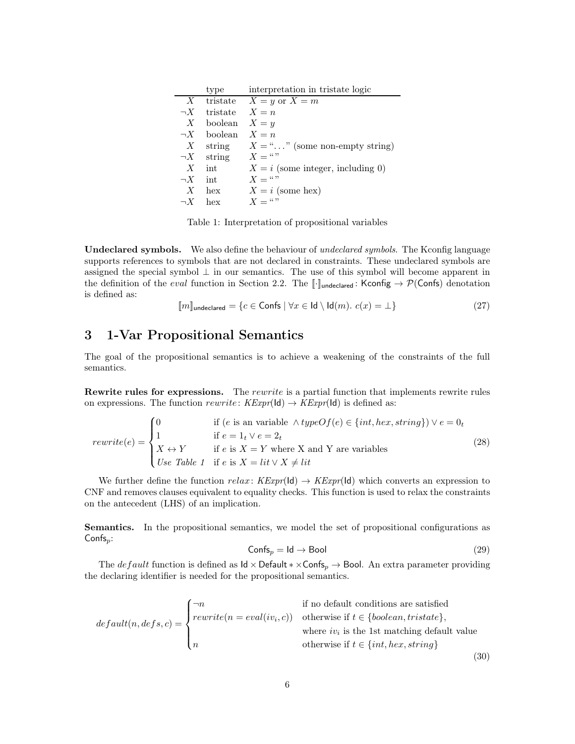|  | type | interpretation in tristate logic |
|---|---|---|
| $X$ | tristate | $X = y$ or $X = m$ |
| $\neg X$ | tristate | $X = n$ |
| $X$ | boolean | $X = y$ |
| $\neg X$ | boolean | $X = n$ |
| $X$ | string | $X =$ "..." (some non-empty string) |
| $\neg X$ | string | $X =$ "" |
| $X$ | int | $X = i$ (some integer, including 0) |
| $\neg X$ | int | $X =$ "" |
| $X$ | hex | $X = i$ (some hex) |
| $\neg X$ | hex | $X =$ "" |

Table 1: Interpretation of propositional variables

**Undeclared symbols.** We also define the behaviour of *undeclared symbols*. The Kconfig language supports references to symbols that are not declared in constraints. These undeclared symbols are assigned the special symbol $\bot$ in our semantics. The use of this symbol will become apparent in the definition of the *eval* function in Section 2.2. The $[\![\cdot]\!]_{\mathsf{undeclared}} \colon \mathsf{Kconfig} \to \mathcal{P}(\mathsf{Confs})$ denotation is defined as:

$$[\![m]\!]_{\mathsf{undeclared}} = \{c \in \mathsf{Confs} \mid \forall x \in \mathsf{Id} \setminus \mathsf{Id}(m).\ c(x) = \bot\} \tag{27}$$

# 3 1-Var Propositional Semantics

The goal of the propositional semantics is to achieve a weakening of the constraints of the full semantics.

**Rewrite rules for expressions.** The *rewrite* is a partial function that implements rewrite rules on expressions. The function $rewrite \colon KExpr(\mathsf{Id}) \to KExpr(\mathsf{Id})$ is defined as:

$$rewrite(e) = \begin{cases} 0 & \text{if } (e \text{ is an variable } \wedge typeOf(e) \in \{int, hex, string\}) \vee e = 0_t \\ 1 & \text{if } e = 1_t \vee e = 2_t \\ X \leftrightarrow Y & \text{if } e \text{ is } X = Y \text{ where X and Y are variables} \\ \textit{Use Table 1} & \text{if } e \text{ is } X = lit \vee X \neq lit \end{cases} \tag{28}$$

We further define the function $relax \colon KExpr(\mathsf{Id}) \to KExpr(\mathsf{Id})$ which converts an expression to CNF and removes clauses equivalent to equality checks. This function is used to relax the constraints on the antecedent (LHS) of an implication.

**Semantics.** In the propositional semantics, we model the set of propositional configurations as $\mathsf{Confs}_p$:

$$\mathsf{Confs}_p = \mathsf{Id} \to \mathsf{Bool} \tag{29}$$

The $default$ function is defined as $\mathsf{Id} \times \mathsf{Default} * \times \mathsf{Confs}_p \to \mathsf{Bool}$. An extra parameter providing the declaring identifier is needed for the propositional semantics.

$$default(n, defs, c) = \begin{cases} \neg n & \text{if no default conditions are satisfied} \\ rewrite(n = eval(iv_i, c)) & \text{otherwise if } t \in \{boolean, tristate\}, \\ & \text{where } iv_i \text{ is the 1st matching default value} \\ n & \text{otherwise if } t \in \{int, hex, string\} \end{cases} \tag{30}$$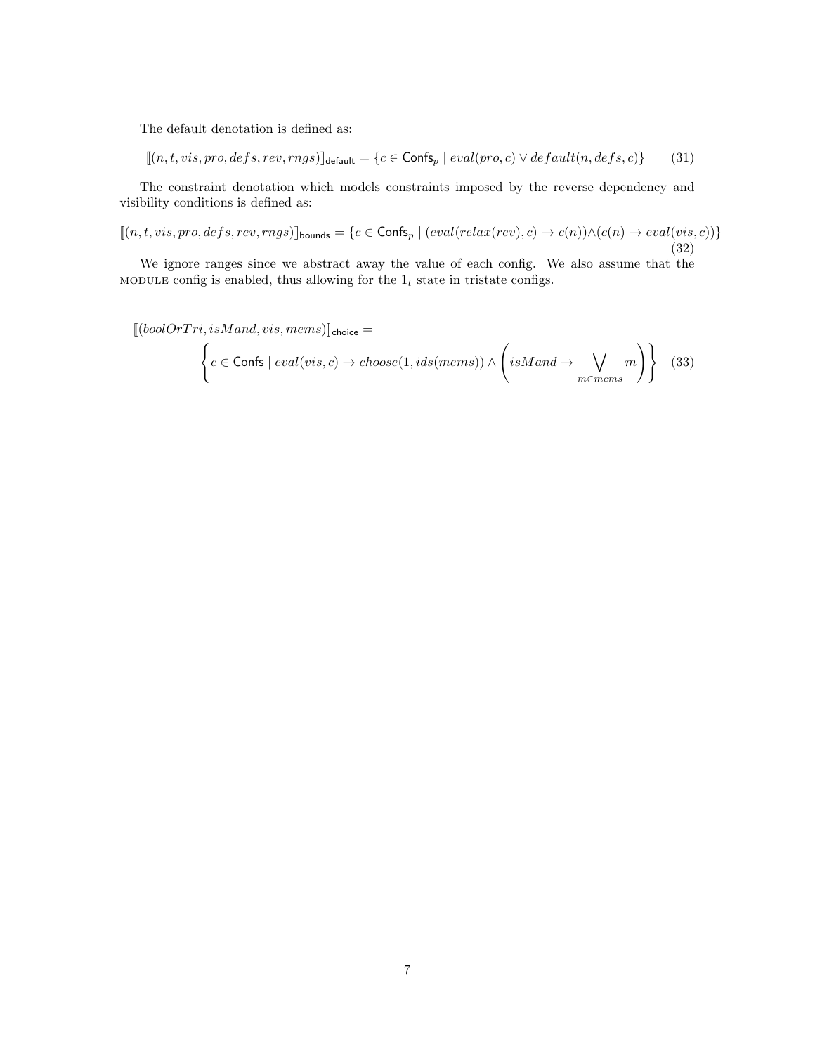The default denotation is defined as:

$$[\![(n, t, vis, pro, defs, rev, rngs)]\!]_{\mathsf{default}} = \{c \in \mathsf{Confs}_p \mid eval(pro, c) \vee default(n, defs, c)\} \tag{31}$$

The constraint denotation which models constraints imposed by the reverse dependency and visibility conditions is defined as:

$$[\![(n, t, vis, pro, defs, rev, rngs)]\!]_{\mathsf{bounds}} = \{c \in \mathsf{Confs}_p \mid (eval(relax(rev), c) \rightarrow c(n)) \wedge (c(n) \rightarrow eval(vis, c))\} \tag{32}$$

We ignore ranges since we abstract away the value of each config. We also assume that the MODULE config is enabled, thus allowing for the $1_t$ state in tristate configs.

$$[\![(boolOrTri, isMand, vis, mems)]\!]_{\mathsf{choice}} = \left\{ c \in \mathsf{Confs} \mid eval(vis, c) \rightarrow choose(1, ids(mems)) \wedge \left( isMand \rightarrow \bigvee_{m \in mems} m \right) \right\} \tag{33}$$